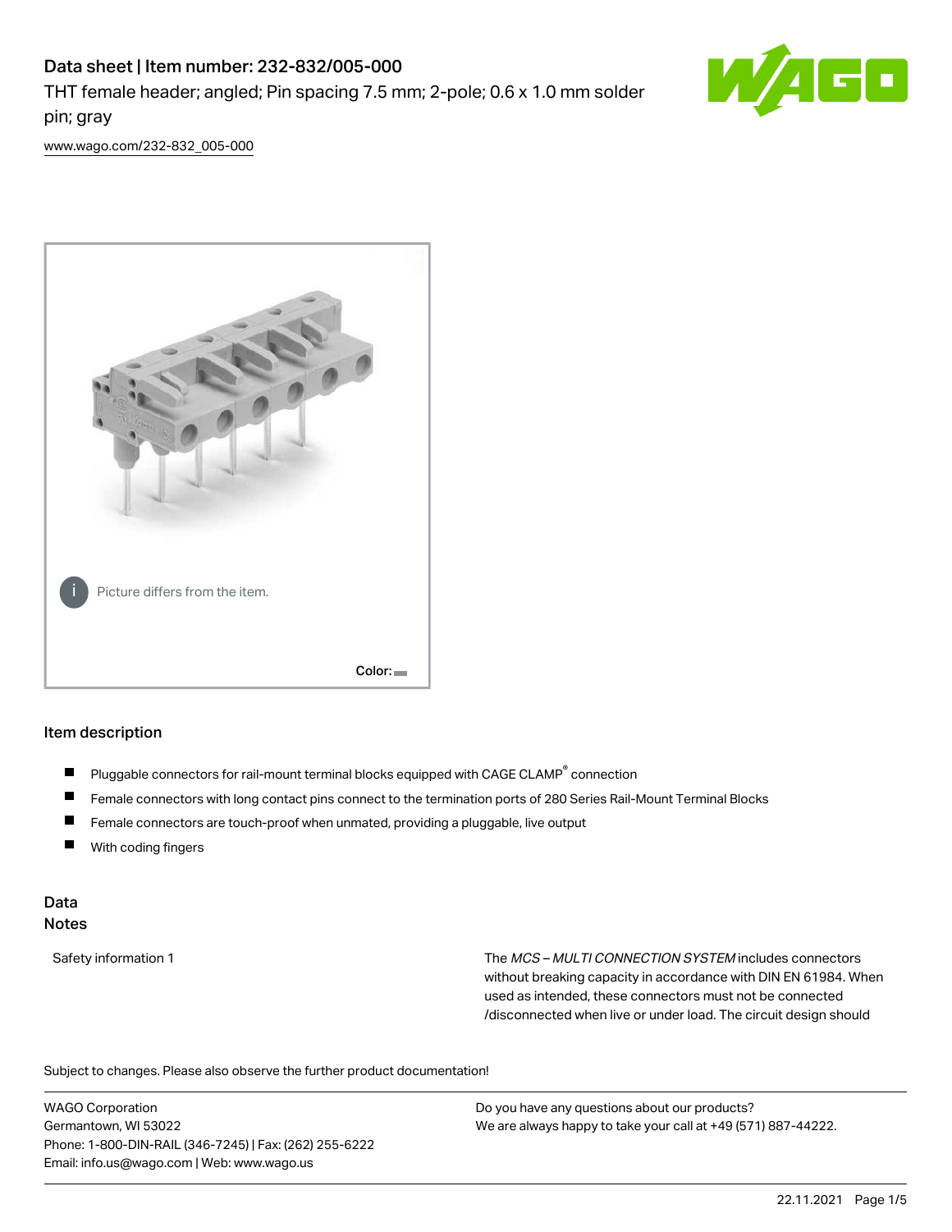# Data sheet | Item number: 232-832/005-000

THT female header; angled; Pin spacing 7.5 mm; 2-pole; 0.6 x 1.0 mm solder pin; gray

www.wago.com/232-832_005-000

Picture differs from the item.

Color:

## Item description

- Pluggable connectors for rail-mount terminal blocks equipped with CAGE CLAMP® connection
- Female connectors with long contact pins connect to the termination ports of 280 Series Rail-Mount Terminal Blocks
- Female connectors are touch-proof when unmated, providing a pluggable, live output
- With coding fingers

## Data

### Notes

| | |
|---|---|
| Safety information 1 | The *MCS – MULTI CONNECTION SYSTEM* includes connectors without breaking capacity in accordance with DIN EN 61984. When used as intended, these connectors must not be connected /disconnected when live or under load. The circuit design should |

Subject to changes. Please also observe the further product documentation!

WAGO Corporation
Germantown, WI 53022
Phone: 1-800-DIN-RAIL (346-7245) | Fax: (262) 255-6222
Email: info.us@wago.com | Web: www.wago.us

Do you have any questions about our products?
We are always happy to take your call at +49 (571) 887-44222.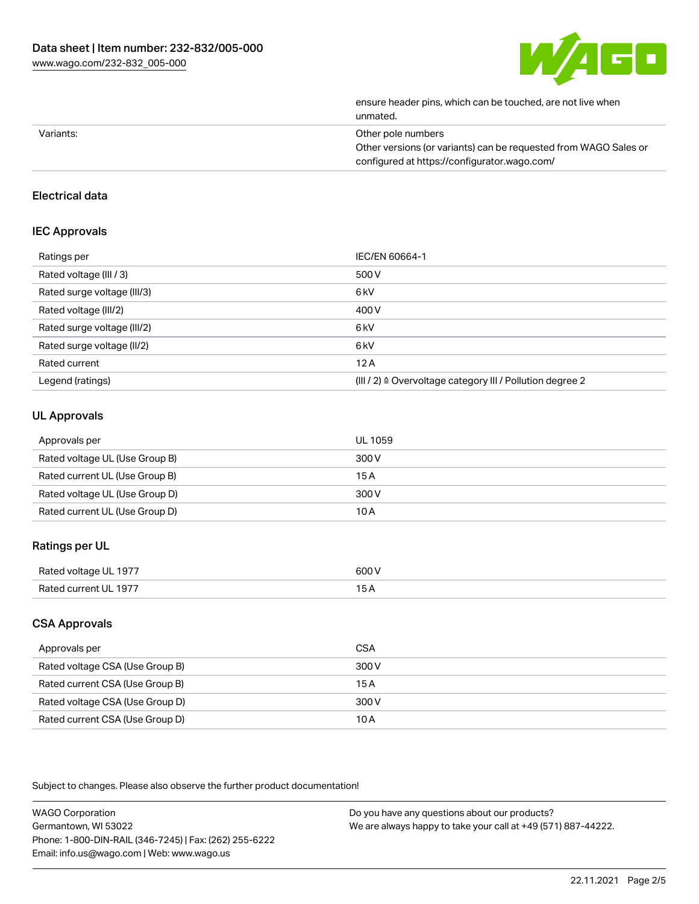| | |
|---|---|
| | ensure header pins, which can be touched, are not live when unmated. |
| Variants: | Other pole numbers<br>Other versions (or variants) can be requested from WAGO Sales or configured at https://configurator.wago.com/ |

## Electrical data

### IEC Approvals

| | |
|---|---|
| Ratings per | IEC/EN 60664-1 |
| Rated voltage (III / 3) | 500 V |
| Rated surge voltage (III/3) | 6 kV |
| Rated voltage (III/2) | 400 V |
| Rated surge voltage (III/2) | 6 kV |
| Rated surge voltage (II/2) | 6 kV |
| Rated current | 12 A |
| Legend (ratings) | (III / 2) ≙ Overvoltage category III / Pollution degree 2 |

### UL Approvals

| | |
|---|---|
| Approvals per | UL 1059 |
| Rated voltage UL (Use Group B) | 300 V |
| Rated current UL (Use Group B) | 15 A |
| Rated voltage UL (Use Group D) | 300 V |
| Rated current UL (Use Group D) | 10 A |

### Ratings per UL

| | |
|---|---|
| Rated voltage UL 1977 | 600 V |
| Rated current UL 1977 | 15 A |

### CSA Approvals

| | |
|---|---|
| Approvals per | CSA |
| Rated voltage CSA (Use Group B) | 300 V |
| Rated current CSA (Use Group B) | 15 A |
| Rated voltage CSA (Use Group D) | 300 V |
| Rated current CSA (Use Group D) | 10 A |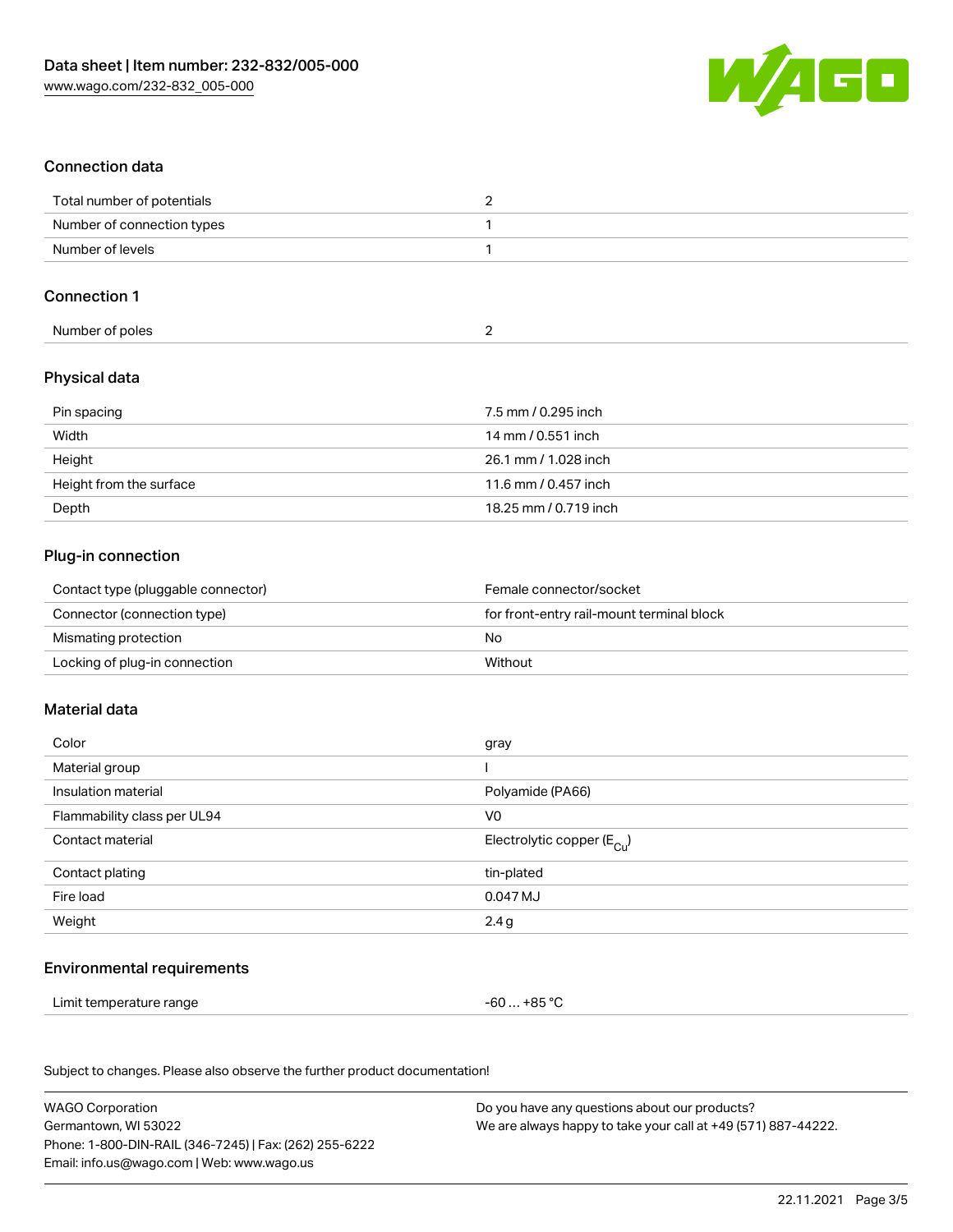## Connection data

| | |
|---|---|
| Total number of potentials | 2 |
| Number of connection types | 1 |
| Number of levels | 1 |

## Connection 1

| | |
|---|---|
| Number of poles | 2 |

## Physical data

| | |
|---|---|
| Pin spacing | 7.5 mm / 0.295 inch |
| Width | 14 mm / 0.551 inch |
| Height | 26.1 mm / 1.028 inch |
| Height from the surface | 11.6 mm / 0.457 inch |
| Depth | 18.25 mm / 0.719 inch |

## Plug-in connection

| | |
|---|---|
| Contact type (pluggable connector) | Female connector/socket |
| Connector (connection type) | for front-entry rail-mount terminal block |
| Mismating protection | No |
| Locking of plug-in connection | Without |

## Material data

| | |
|---|---|
| Color | gray |
| Material group | I |
| Insulation material | Polyamide (PA66) |
| Flammability class per UL94 | V0 |
| Contact material | Electrolytic copper ($E_{Cu}$) |
| Contact plating | tin-plated |
| Fire load | 0.047 MJ |
| Weight | 2.4 g |

## Environmental requirements

| | |
|---|---|
| Limit temperature range | -60 … +85 °C |

Subject to changes. Please also observe the further product documentation!

WAGO Corporation
Germantown, WI 53022
Phone: 1-800-DIN-RAIL (346-7245) | Fax: (262) 255-6222
Email: info.us@wago.com | Web: www.wago.us

Do you have any questions about our products?
We are always happy to take your call at +49 (571) 887-44222.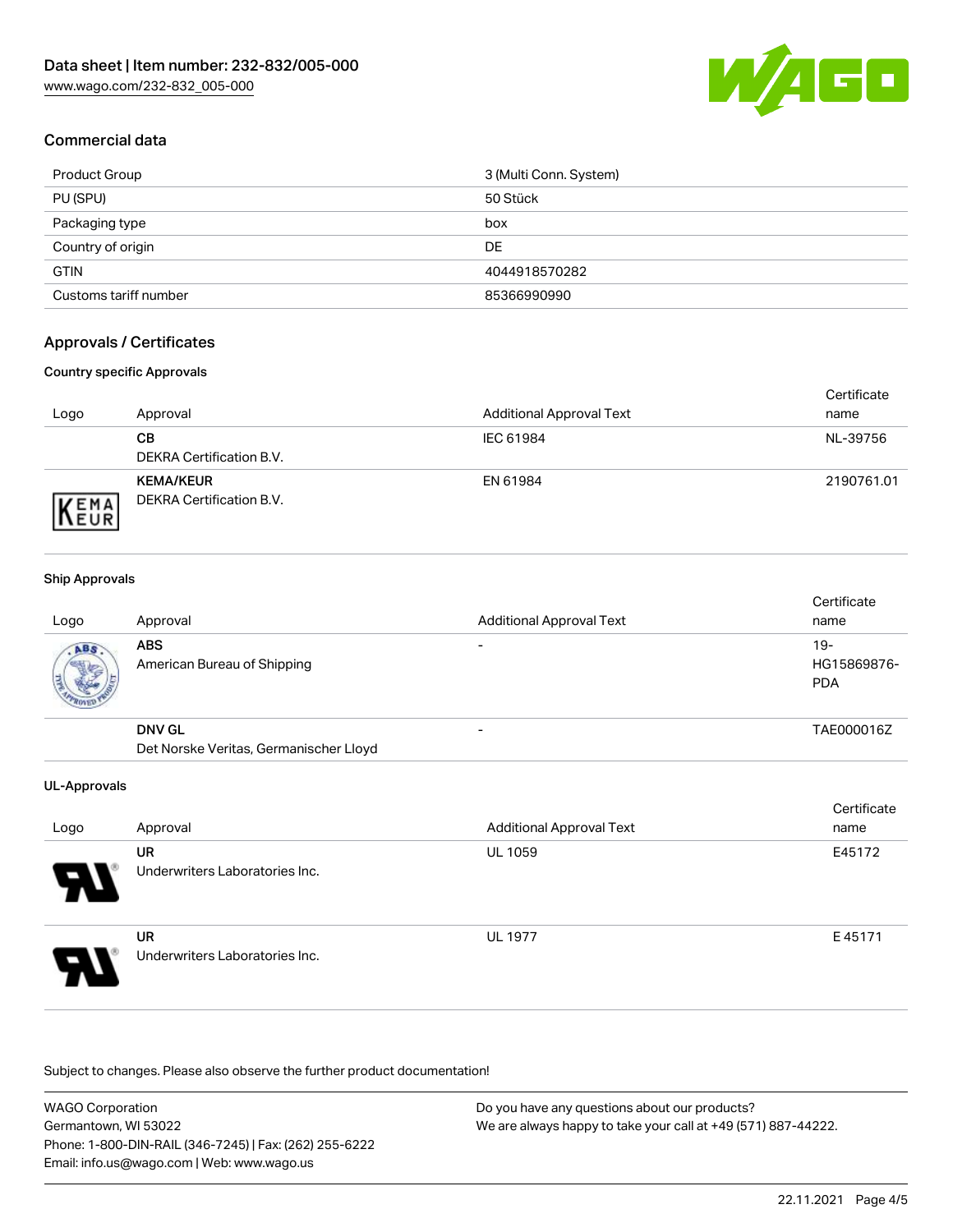## Commercial data

| Product Group | 3 (Multi Conn. System) |
| --- | --- |
| PU (SPU) | 50 Stück |
| Packaging type | box |
| Country of origin | DE |
| GTIN | 4044918570282 |
| Customs tariff number | 85366990990 |

## Approvals / Certificates

### Country specific Approvals

| Logo | Approval | Additional Approval Text | Certificate name |
| --- | --- | --- | --- |
| | **CB**<br>DEKRA Certification B.V. | IEC 61984 | NL-39756 |
| | **KEMA/KEUR**<br>DEKRA Certification B.V. | EN 61984 | 2190761.01 |

### Ship Approvals

| Logo | Approval | Additional Approval Text | Certificate name |
| --- | --- | --- | --- |
| | **ABS**<br>American Bureau of Shipping | - | 19-HG15869876-PDA |
| | **DNV GL**<br>Det Norske Veritas, Germanischer Lloyd | - | TAE000016Z |

### UL-Approvals

| Logo | Approval | Additional Approval Text | Certificate name |
| --- | --- | --- | --- |
| | **UR**<br>Underwriters Laboratories Inc. | UL 1059 | E45172 |
| | **UR**<br>Underwriters Laboratories Inc. | UL 1977 | E 45171 |

Subject to changes. Please also observe the further product documentation!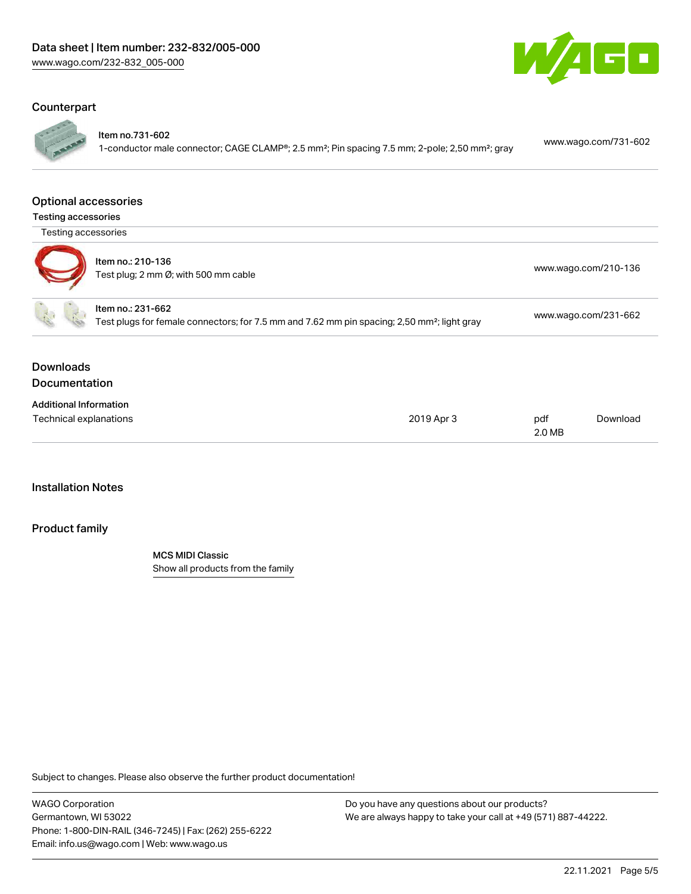Data sheet | Item number: 232-832/005-000
www.wago.com/232-832_005-000

## Counterpart

| | | |
|---|---|---|
| | Item no.731-602<br>1-conductor male connector; CAGE CLAMP®; 2.5 mm²; Pin spacing 7.5 mm; 2-pole; 2,50 mm²; gray | www.wago.com/731-602 |

## Optional accessories

### Testing accessories

| Testing accessories | | |
|---|---|---|
| | Item no.: 210-136<br>Test plug; 2 mm Ø; with 500 mm cable | www.wago.com/210-136 |
| | Item no.: 231-662<br>Test plugs for female connectors; for 7.5 mm and 7.62 mm pin spacing; 2,50 mm²; light gray | www.wago.com/231-662 |

## Downloads

## Documentation

### Additional Information

| | | | |
|---|---|---|---|
| Technical explanations | 2019 Apr 3 | pdf<br>2.0 MB | Download |

## Installation Notes

## Product family

**MCS MIDI Classic**
Show all products from the family

Subject to changes. Please also observe the further product documentation!

WAGO Corporation
Germantown, WI 53022
Phone: 1-800-DIN-RAIL (346-7245) | Fax: (262) 255-6222
Email: info.us@wago.com | Web: www.wago.us

Do you have any questions about our products?
We are always happy to take your call at +49 (571) 887-44222.

22.11.2021